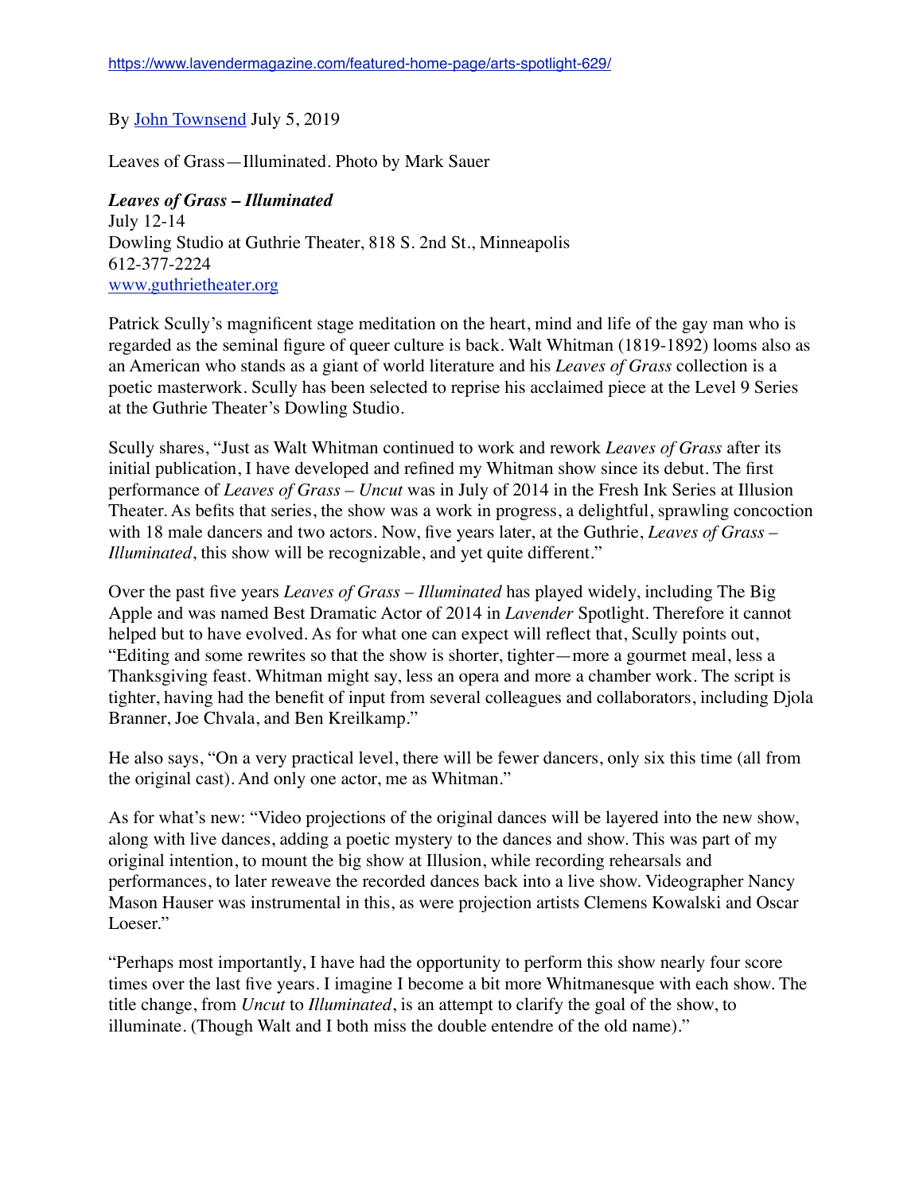https://www.lavendermagazine.com/featured-home-page/arts-spotlight-629/

By John Townsend July 5, 2019

Leaves of Grass—Illuminated. Photo by Mark Sauer

***Leaves of Grass – Illuminated***
July 12-14
Dowling Studio at Guthrie Theater, 818 S. 2nd St., Minneapolis
612-377-2224
www.guthrietheater.org

Patrick Scully's magnificent stage meditation on the heart, mind and life of the gay man who is regarded as the seminal figure of queer culture is back. Walt Whitman (1819-1892) looms also as an American who stands as a giant of world literature and his *Leaves of Grass* collection is a poetic masterwork. Scully has been selected to reprise his acclaimed piece at the Level 9 Series at the Guthrie Theater's Dowling Studio.

Scully shares, "Just as Walt Whitman continued to work and rework *Leaves of Grass* after its initial publication, I have developed and refined my Whitman show since its debut. The first performance of *Leaves of Grass – Uncut* was in July of 2014 in the Fresh Ink Series at Illusion Theater. As befits that series, the show was a work in progress, a delightful, sprawling concoction with 18 male dancers and two actors. Now, five years later, at the Guthrie, *Leaves of Grass – Illuminated*, this show will be recognizable, and yet quite different."

Over the past five years *Leaves of Grass – Illuminated* has played widely, including The Big Apple and was named Best Dramatic Actor of 2014 in *Lavender* Spotlight. Therefore it cannot helped but to have evolved. As for what one can expect will reflect that, Scully points out, "Editing and some rewrites so that the show is shorter, tighter—more a gourmet meal, less a Thanksgiving feast. Whitman might say, less an opera and more a chamber work. The script is tighter, having had the benefit of input from several colleagues and collaborators, including Djola Branner, Joe Chvala, and Ben Kreilkamp."

He also says, "On a very practical level, there will be fewer dancers, only six this time (all from the original cast). And only one actor, me as Whitman."

As for what's new: "Video projections of the original dances will be layered into the new show, along with live dances, adding a poetic mystery to the dances and show. This was part of my original intention, to mount the big show at Illusion, while recording rehearsals and performances, to later reweave the recorded dances back into a live show. Videographer Nancy Mason Hauser was instrumental in this, as were projection artists Clemens Kowalski and Oscar Loeser."

"Perhaps most importantly, I have had the opportunity to perform this show nearly four score times over the last five years. I imagine I become a bit more Whitmanesque with each show. The title change, from *Uncut* to *Illuminated*, is an attempt to clarify the goal of the show, to illuminate. (Though Walt and I both miss the double entendre of the old name)."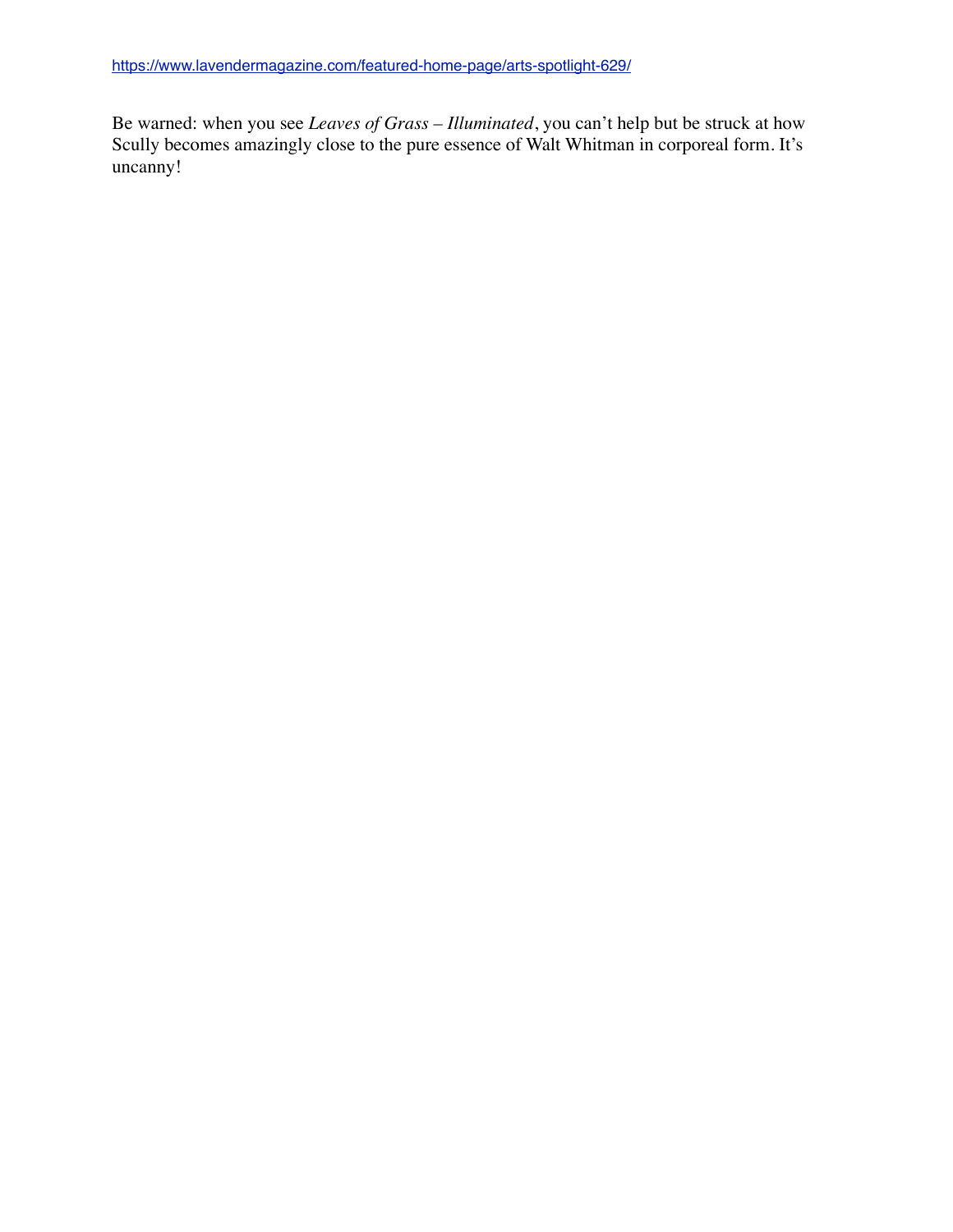https://www.lavendermagazine.com/featured-home-page/arts-spotlight-629/

Be warned: when you see *Leaves of Grass – Illuminated*, you can't help but be struck at how Scully becomes amazingly close to the pure essence of Walt Whitman in corporeal form. It's uncanny!